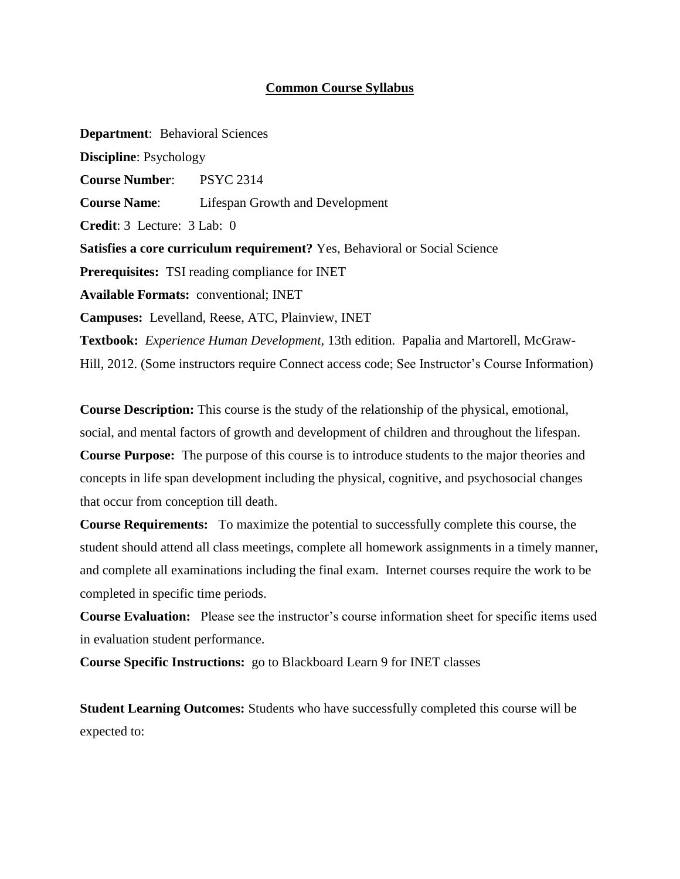# Common Course Syllabus

**Department**: Behavioral Sciences

**Discipline**: Psychology

**Course Number**: PSYC 2314

**Course Name**: Lifespan Growth and Development

**Credit**: 3 Lecture: 3 Lab: 0

**Satisfies a core curriculum requirement?** Yes, Behavioral or Social Science

**Prerequisites:** TSI reading compliance for INET

**Available Formats:** conventional; INET

**Campuses:** Levelland, Reese, ATC, Plainview, INET

**Textbook:** *Experience Human Development,* 13th edition. Papalia and Martorell, McGraw-Hill, 2012. (Some instructors require Connect access code; See Instructor's Course Information)

**Course Description:** This course is the study of the relationship of the physical, emotional, social, and mental factors of growth and development of children and throughout the lifespan.

**Course Purpose:** The purpose of this course is to introduce students to the major theories and concepts in life span development including the physical, cognitive, and psychosocial changes that occur from conception till death.

**Course Requirements:** To maximize the potential to successfully complete this course, the student should attend all class meetings, complete all homework assignments in a timely manner, and complete all examinations including the final exam. Internet courses require the work to be completed in specific time periods.

**Course Evaluation:** Please see the instructor's course information sheet for specific items used in evaluation student performance.

**Course Specific Instructions:** go to Blackboard Learn 9 for INET classes

**Student Learning Outcomes:** Students who have successfully completed this course will be expected to: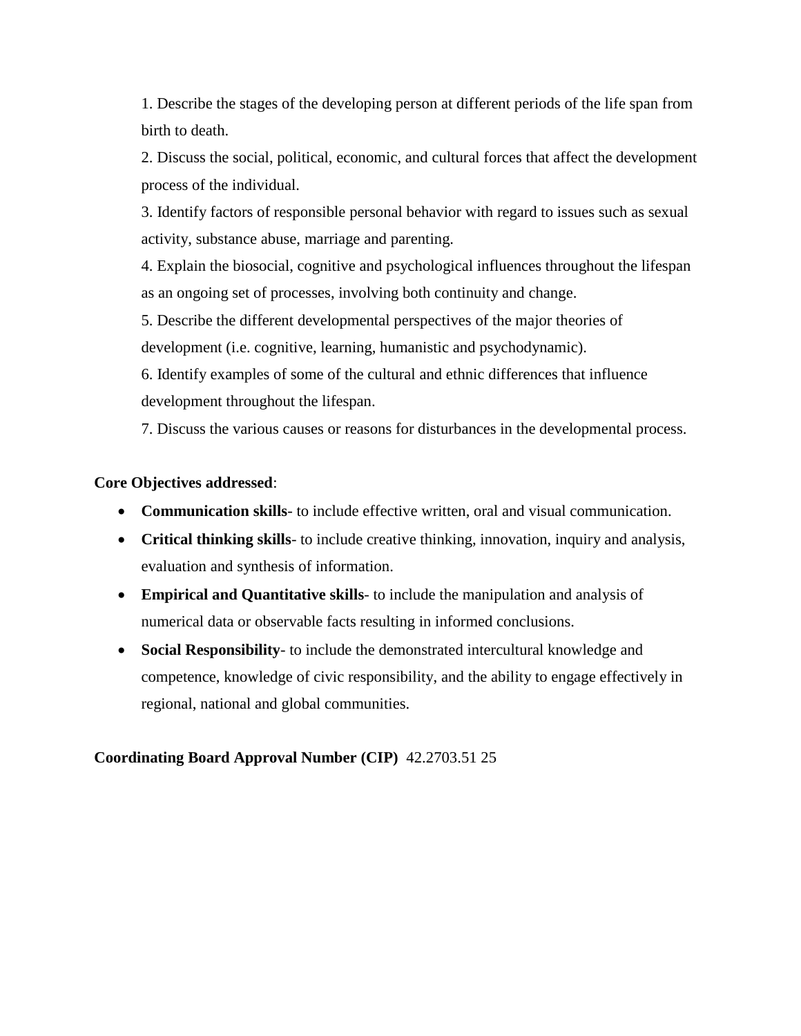1. Describe the stages of the developing person at different periods of the life span from birth to death.
2. Discuss the social, political, economic, and cultural forces that affect the development process of the individual.
3. Identify factors of responsible personal behavior with regard to issues such as sexual activity, substance abuse, marriage and parenting.
4. Explain the biosocial, cognitive and psychological influences throughout the lifespan as an ongoing set of processes, involving both continuity and change.
5. Describe the different developmental perspectives of the major theories of development (i.e. cognitive, learning, humanistic and psychodynamic).
6. Identify examples of some of the cultural and ethnic differences that influence development throughout the lifespan.
7. Discuss the various causes or reasons for disturbances in the developmental process.

**Core Objectives addressed**:

- **Communication skills**- to include effective written, oral and visual communication.
- **Critical thinking skills**- to include creative thinking, innovation, inquiry and analysis, evaluation and synthesis of information.
- **Empirical and Quantitative skills-** to include the manipulation and analysis of numerical data or observable facts resulting in informed conclusions.
- **Social Responsibility**- to include the demonstrated intercultural knowledge and competence, knowledge of civic responsibility, and the ability to engage effectively in regional, national and global communities.

**Coordinating Board Approval Number (CIP)** 42.2703.51 25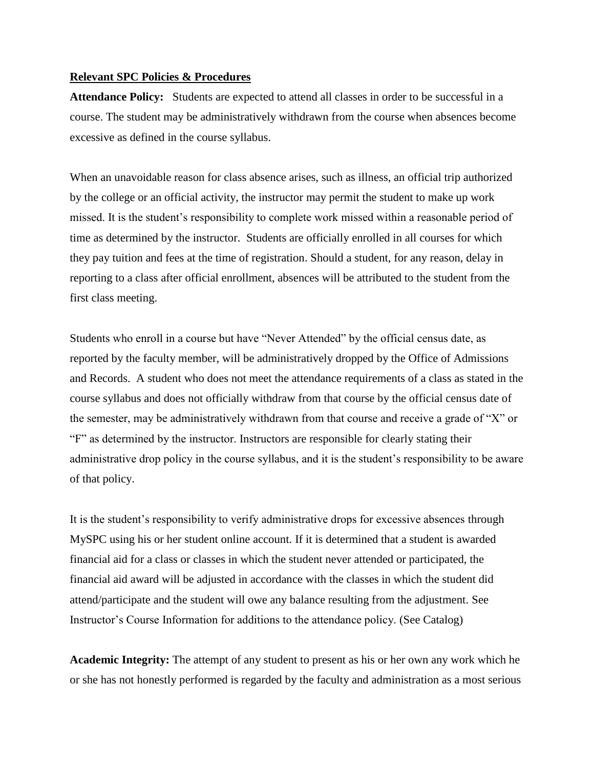**Relevant SPC Policies & Procedures**

**Attendance Policy:** Students are expected to attend all classes in order to be successful in a course. The student may be administratively withdrawn from the course when absences become excessive as defined in the course syllabus.

When an unavoidable reason for class absence arises, such as illness, an official trip authorized by the college or an official activity, the instructor may permit the student to make up work missed. It is the student's responsibility to complete work missed within a reasonable period of time as determined by the instructor. Students are officially enrolled in all courses for which they pay tuition and fees at the time of registration. Should a student, for any reason, delay in reporting to a class after official enrollment, absences will be attributed to the student from the first class meeting.

Students who enroll in a course but have "Never Attended" by the official census date, as reported by the faculty member, will be administratively dropped by the Office of Admissions and Records. A student who does not meet the attendance requirements of a class as stated in the course syllabus and does not officially withdraw from that course by the official census date of the semester, may be administratively withdrawn from that course and receive a grade of "X" or "F" as determined by the instructor. Instructors are responsible for clearly stating their administrative drop policy in the course syllabus, and it is the student's responsibility to be aware of that policy.

It is the student's responsibility to verify administrative drops for excessive absences through MySPC using his or her student online account. If it is determined that a student is awarded financial aid for a class or classes in which the student never attended or participated, the financial aid award will be adjusted in accordance with the classes in which the student did attend/participate and the student will owe any balance resulting from the adjustment. See Instructor's Course Information for additions to the attendance policy. (See Catalog)

**Academic Integrity:** The attempt of any student to present as his or her own any work which he or she has not honestly performed is regarded by the faculty and administration as a most serious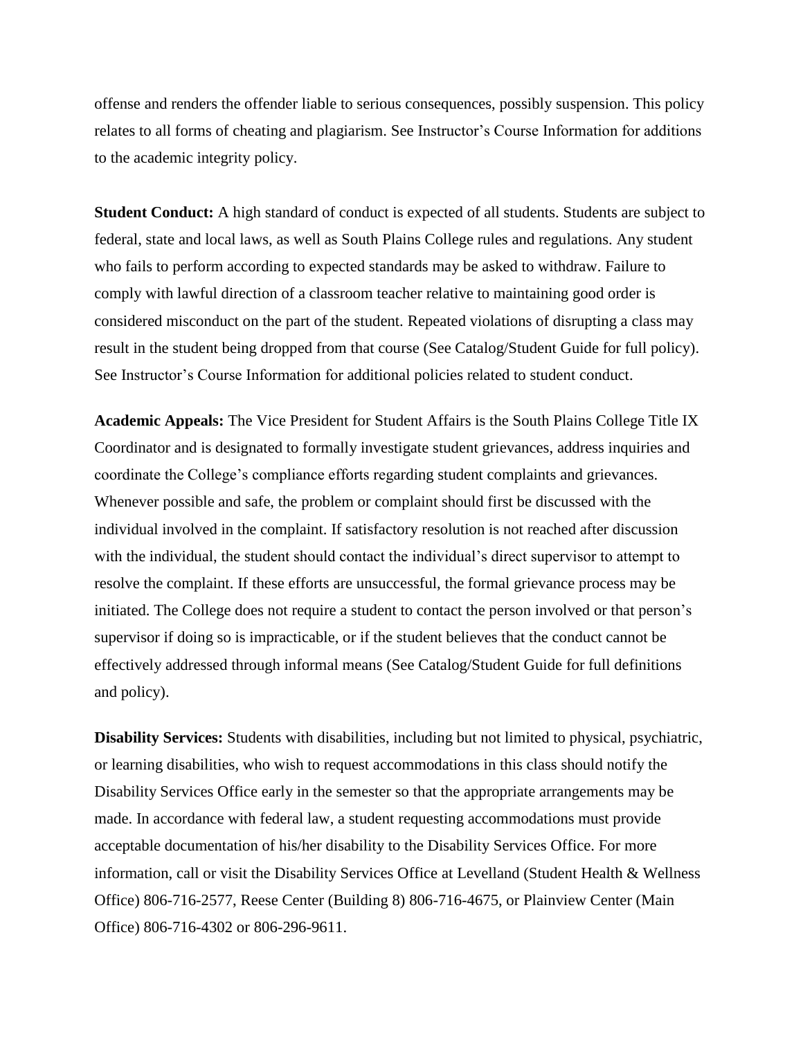offense and renders the offender liable to serious consequences, possibly suspension. This policy relates to all forms of cheating and plagiarism. See Instructor's Course Information for additions to the academic integrity policy.

**Student Conduct:** A high standard of conduct is expected of all students. Students are subject to federal, state and local laws, as well as South Plains College rules and regulations. Any student who fails to perform according to expected standards may be asked to withdraw. Failure to comply with lawful direction of a classroom teacher relative to maintaining good order is considered misconduct on the part of the student. Repeated violations of disrupting a class may result in the student being dropped from that course (See Catalog/Student Guide for full policy). See Instructor's Course Information for additional policies related to student conduct.

**Academic Appeals:** The Vice President for Student Affairs is the South Plains College Title IX Coordinator and is designated to formally investigate student grievances, address inquiries and coordinate the College's compliance efforts regarding student complaints and grievances. Whenever possible and safe, the problem or complaint should first be discussed with the individual involved in the complaint. If satisfactory resolution is not reached after discussion with the individual, the student should contact the individual's direct supervisor to attempt to resolve the complaint. If these efforts are unsuccessful, the formal grievance process may be initiated. The College does not require a student to contact the person involved or that person's supervisor if doing so is impracticable, or if the student believes that the conduct cannot be effectively addressed through informal means (See Catalog/Student Guide for full definitions and policy).

**Disability Services:** Students with disabilities, including but not limited to physical, psychiatric, or learning disabilities, who wish to request accommodations in this class should notify the Disability Services Office early in the semester so that the appropriate arrangements may be made. In accordance with federal law, a student requesting accommodations must provide acceptable documentation of his/her disability to the Disability Services Office. For more information, call or visit the Disability Services Office at Levelland (Student Health & Wellness Office) 806-716-2577, Reese Center (Building 8) 806-716-4675, or Plainview Center (Main Office) 806-716-4302 or 806-296-9611.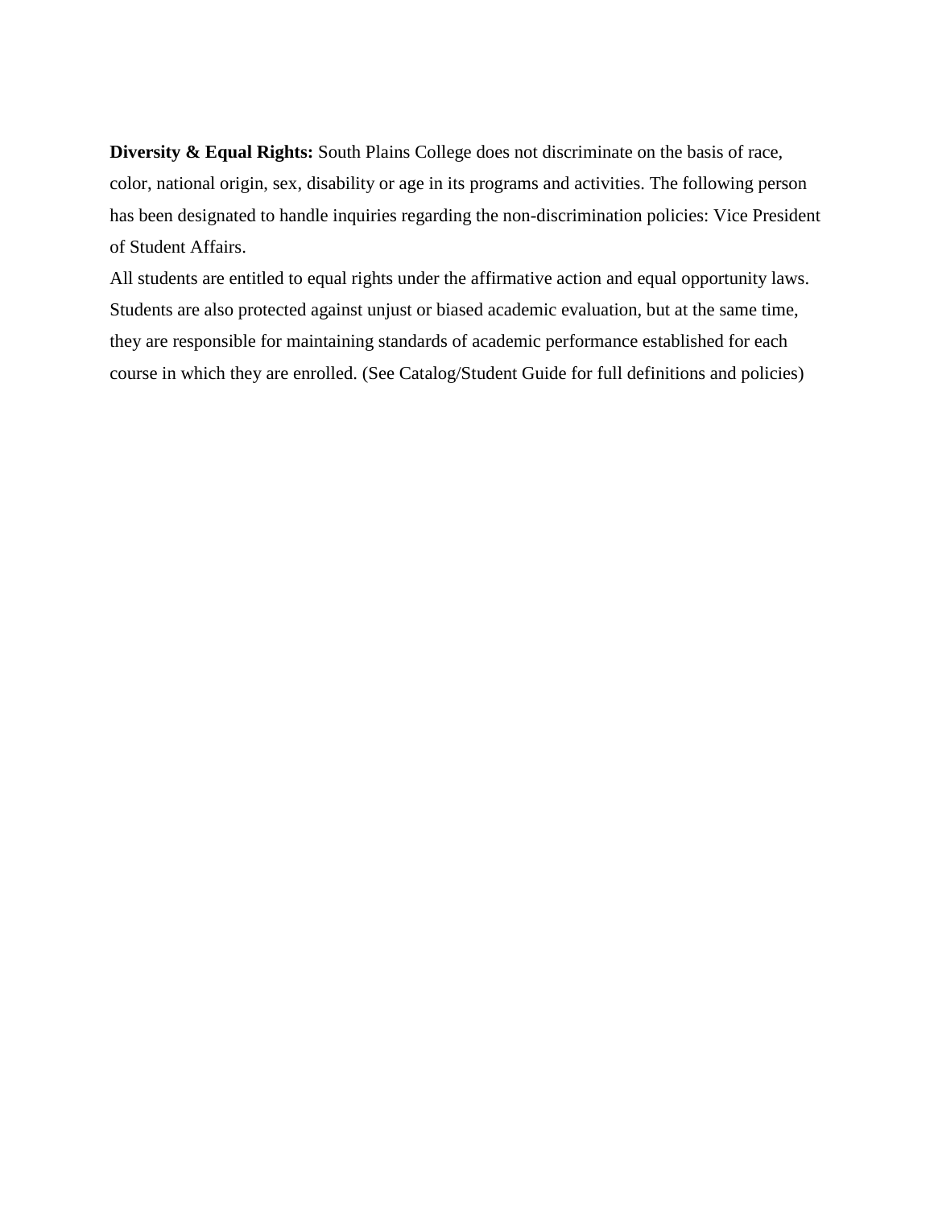**Diversity & Equal Rights:** South Plains College does not discriminate on the basis of race, color, national origin, sex, disability or age in its programs and activities. The following person has been designated to handle inquiries regarding the non-discrimination policies: Vice President of Student Affairs.

All students are entitled to equal rights under the affirmative action and equal opportunity laws. Students are also protected against unjust or biased academic evaluation, but at the same time, they are responsible for maintaining standards of academic performance established for each course in which they are enrolled. (See Catalog/Student Guide for full definitions and policies)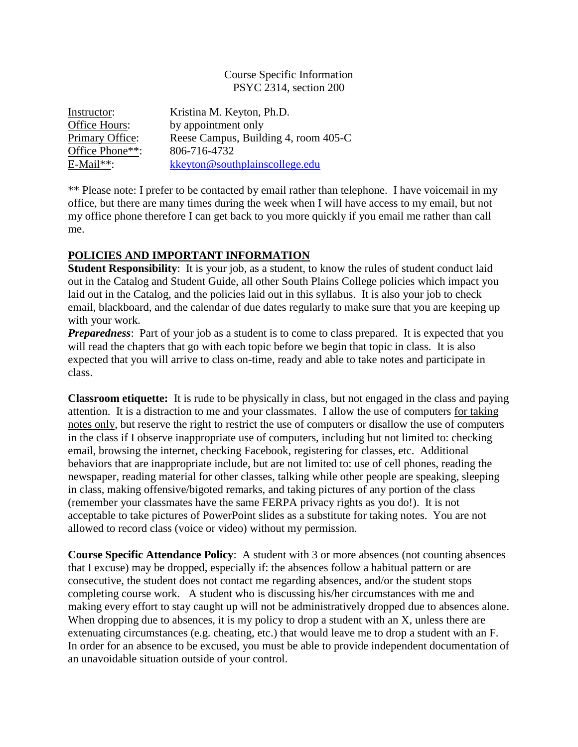Course Specific Information
PSYC 2314, section 200

| | |
|---|---|
| Instructor: | Kristina M. Keyton, Ph.D. |
| Office Hours: | by appointment only |
| Primary Office: | Reese Campus, Building 4, room 405-C |
| Office Phone**: | 806-716-4732 |
| E-Mail**: | kkeyton@southplainscollege.edu |

** Please note: I prefer to be contacted by email rather than telephone. I have voicemail in my office, but there are many times during the week when I will have access to my email, but not my office phone therefore I can get back to you more quickly if you email me rather than call me.

## POLICIES AND IMPORTANT INFORMATION

**Student Responsibility**: It is your job, as a student, to know the rules of student conduct laid out in the Catalog and Student Guide, all other South Plains College policies which impact you laid out in the Catalog, and the policies laid out in this syllabus. It is also your job to check email, blackboard, and the calendar of due dates regularly to make sure that you are keeping up with your work.

***Preparedness***: Part of your job as a student is to come to class prepared. It is expected that you will read the chapters that go with each topic before we begin that topic in class. It is also expected that you will arrive to class on-time, ready and able to take notes and participate in class.

**Classroom etiquette:** It is rude to be physically in class, but not engaged in the class and paying attention. It is a distraction to me and your classmates. I allow the use of computers for taking notes only, but reserve the right to restrict the use of computers or disallow the use of computers in the class if I observe inappropriate use of computers, including but not limited to: checking email, browsing the internet, checking Facebook, registering for classes, etc. Additional behaviors that are inappropriate include, but are not limited to: use of cell phones, reading the newspaper, reading material for other classes, talking while other people are speaking, sleeping in class, making offensive/bigoted remarks, and taking pictures of any portion of the class (remember your classmates have the same FERPA privacy rights as you do!). It is not acceptable to take pictures of PowerPoint slides as a substitute for taking notes. You are not allowed to record class (voice or video) without my permission.

**Course Specific Attendance Policy**: A student with 3 or more absences (not counting absences that I excuse) may be dropped, especially if: the absences follow a habitual pattern or are consecutive, the student does not contact me regarding absences, and/or the student stops completing course work. A student who is discussing his/her circumstances with me and making every effort to stay caught up will not be administratively dropped due to absences alone. When dropping due to absences, it is my policy to drop a student with an X, unless there are extenuating circumstances (e.g. cheating, etc.) that would leave me to drop a student with an F. In order for an absence to be excused, you must be able to provide independent documentation of an unavoidable situation outside of your control.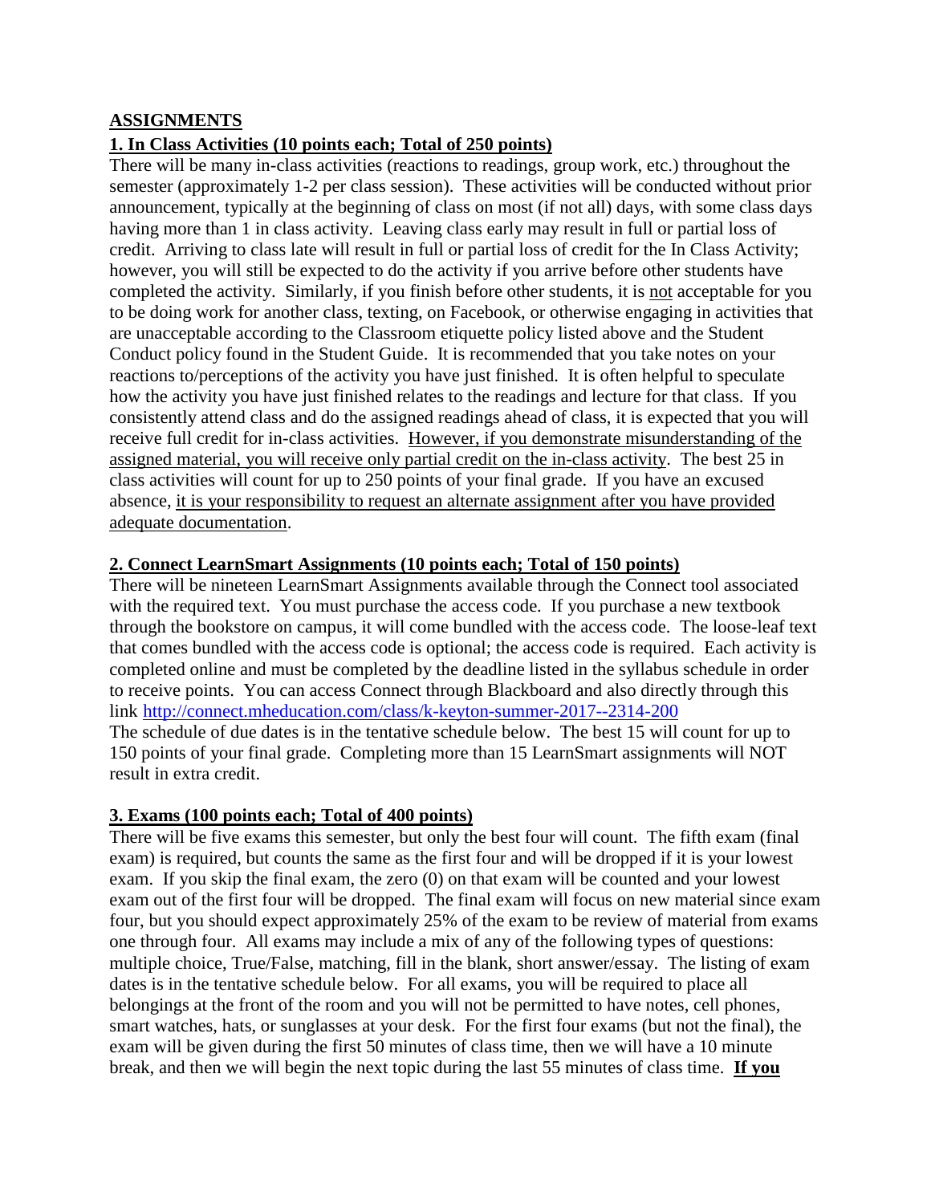## ASSIGNMENTS

### 1. In Class Activities (10 points each; Total of 250 points)

There will be many in-class activities (reactions to readings, group work, etc.) throughout the semester (approximately 1-2 per class session). These activities will be conducted without prior announcement, typically at the beginning of class on most (if not all) days, with some class days having more than 1 in class activity. Leaving class early may result in full or partial loss of credit. Arriving to class late will result in full or partial loss of credit for the In Class Activity; however, you will still be expected to do the activity if you arrive before other students have completed the activity. Similarly, if you finish before other students, it is not acceptable for you to be doing work for another class, texting, on Facebook, or otherwise engaging in activities that are unacceptable according to the Classroom etiquette policy listed above and the Student Conduct policy found in the Student Guide. It is recommended that you take notes on your reactions to/perceptions of the activity you have just finished. It is often helpful to speculate how the activity you have just finished relates to the readings and lecture for that class. If you consistently attend class and do the assigned readings ahead of class, it is expected that you will receive full credit for in-class activities. However, if you demonstrate misunderstanding of the assigned material, you will receive only partial credit on the in-class activity. The best 25 in class activities will count for up to 250 points of your final grade. If you have an excused absence, it is your responsibility to request an alternate assignment after you have provided adequate documentation.

### 2. Connect LearnSmart Assignments (10 points each; Total of 150 points)

There will be nineteen LearnSmart Assignments available through the Connect tool associated with the required text. You must purchase the access code. If you purchase a new textbook through the bookstore on campus, it will come bundled with the access code. The loose-leaf text that comes bundled with the access code is optional; the access code is required. Each activity is completed online and must be completed by the deadline listed in the syllabus schedule in order to receive points. You can access Connect through Blackboard and also directly through this link http://connect.mheducation.com/class/k-keyton-summer-2017--2314-200

The schedule of due dates is in the tentative schedule below. The best 15 will count for up to 150 points of your final grade. Completing more than 15 LearnSmart assignments will NOT result in extra credit.

### 3. Exams (100 points each; Total of 400 points)

There will be five exams this semester, but only the best four will count. The fifth exam (final exam) is required, but counts the same as the first four and will be dropped if it is your lowest exam. If you skip the final exam, the zero (0) on that exam will be counted and your lowest exam out of the first four will be dropped. The final exam will focus on new material since exam four, but you should expect approximately 25% of the exam to be review of material from exams one through four. All exams may include a mix of any of the following types of questions: multiple choice, True/False, matching, fill in the blank, short answer/essay. The listing of exam dates is in the tentative schedule below. For all exams, you will be required to place all belongings at the front of the room and you will not be permitted to have notes, cell phones, smart watches, hats, or sunglasses at your desk. For the first four exams (but not the final), the exam will be given during the first 50 minutes of class time, then we will have a 10 minute break, and then we will begin the next topic during the last 55 minutes of class time. **If you**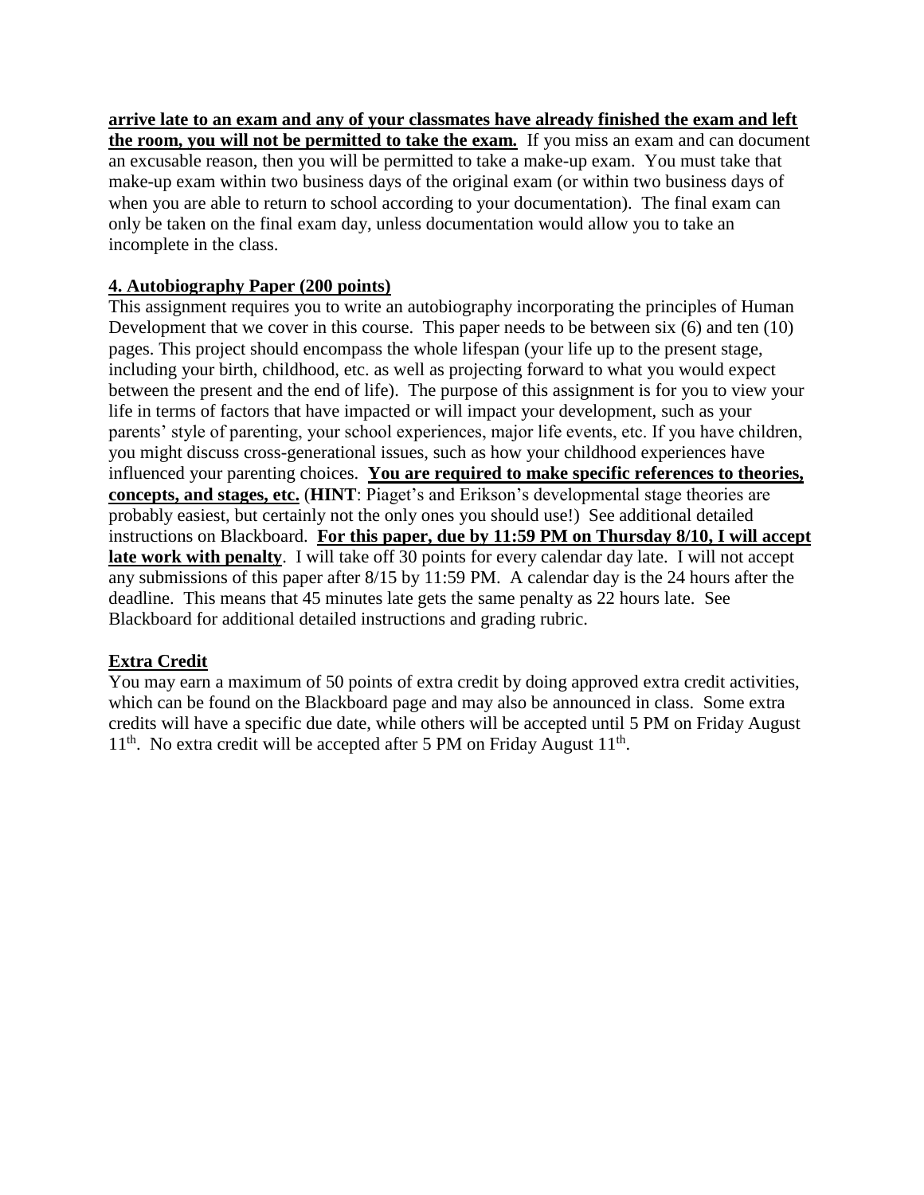**arrive late to an exam and any of your classmates have already finished the exam and left the room, you will not be permitted to take the exam.** If you miss an exam and can document an excusable reason, then you will be permitted to take a make-up exam. You must take that make-up exam within two business days of the original exam (or within two business days of when you are able to return to school according to your documentation). The final exam can only be taken on the final exam day, unless documentation would allow you to take an incomplete in the class.

**4. Autobiography Paper (200 points)**

This assignment requires you to write an autobiography incorporating the principles of Human Development that we cover in this course. This paper needs to be between six (6) and ten (10) pages. This project should encompass the whole lifespan (your life up to the present stage, including your birth, childhood, etc. as well as projecting forward to what you would expect between the present and the end of life). The purpose of this assignment is for you to view your life in terms of factors that have impacted or will impact your development, such as your parents' style of parenting, your school experiences, major life events, etc. If you have children, you might discuss cross-generational issues, such as how your childhood experiences have influenced your parenting choices. **You are required to make specific references to theories, concepts, and stages, etc.** (**HINT**: Piaget's and Erikson's developmental stage theories are probably easiest, but certainly not the only ones you should use!) See additional detailed instructions on Blackboard. **For this paper, due by 11:59 PM on Thursday 8/10, I will accept late work with penalty**. I will take off 30 points for every calendar day late. I will not accept any submissions of this paper after 8/15 by 11:59 PM. A calendar day is the 24 hours after the deadline. This means that 45 minutes late gets the same penalty as 22 hours late. See Blackboard for additional detailed instructions and grading rubric.

**Extra Credit**

You may earn a maximum of 50 points of extra credit by doing approved extra credit activities, which can be found on the Blackboard page and may also be announced in class. Some extra credits will have a specific due date, while others will be accepted until 5 PM on Friday August 11th. No extra credit will be accepted after 5 PM on Friday August 11th.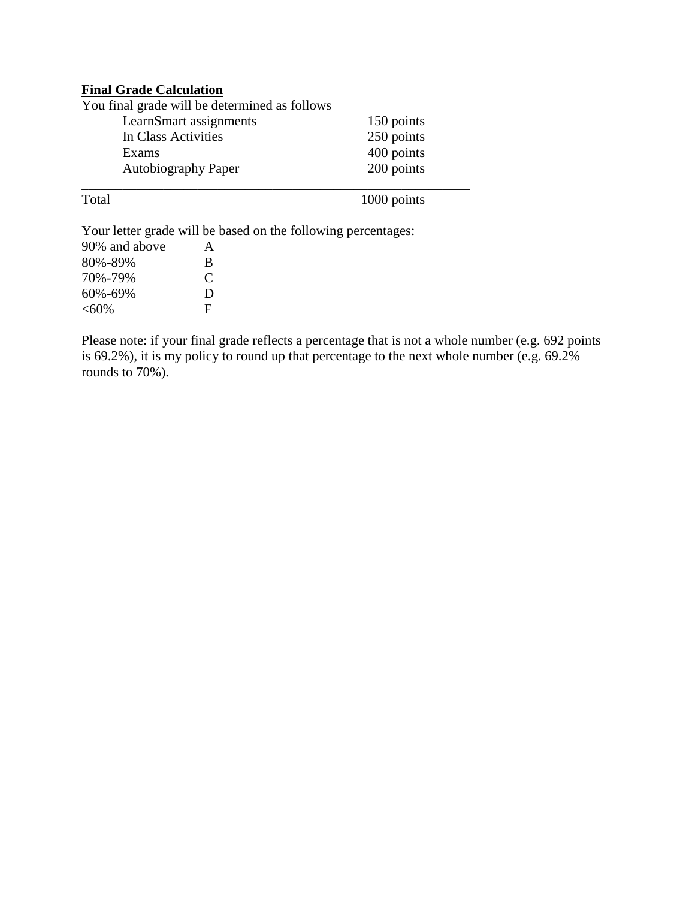**Final Grade Calculation**

You final grade will be determined as follows

| | |
|---|---|
| LearnSmart assignments | 150 points |
| In Class Activities | 250 points |
| Exams | 400 points |
| Autobiography Paper | 200 points |
| Total | 1000 points |

Your letter grade will be based on the following percentages:

| | |
|---|---|
| 90% and above | A |
| 80%-89% | B |
| 70%-79% | C |
| 60%-69% | D |
| <60% | F |

Please note: if your final grade reflects a percentage that is not a whole number (e.g. 692 points is 69.2%), it is my policy to round up that percentage to the next whole number (e.g. 69.2% rounds to 70%).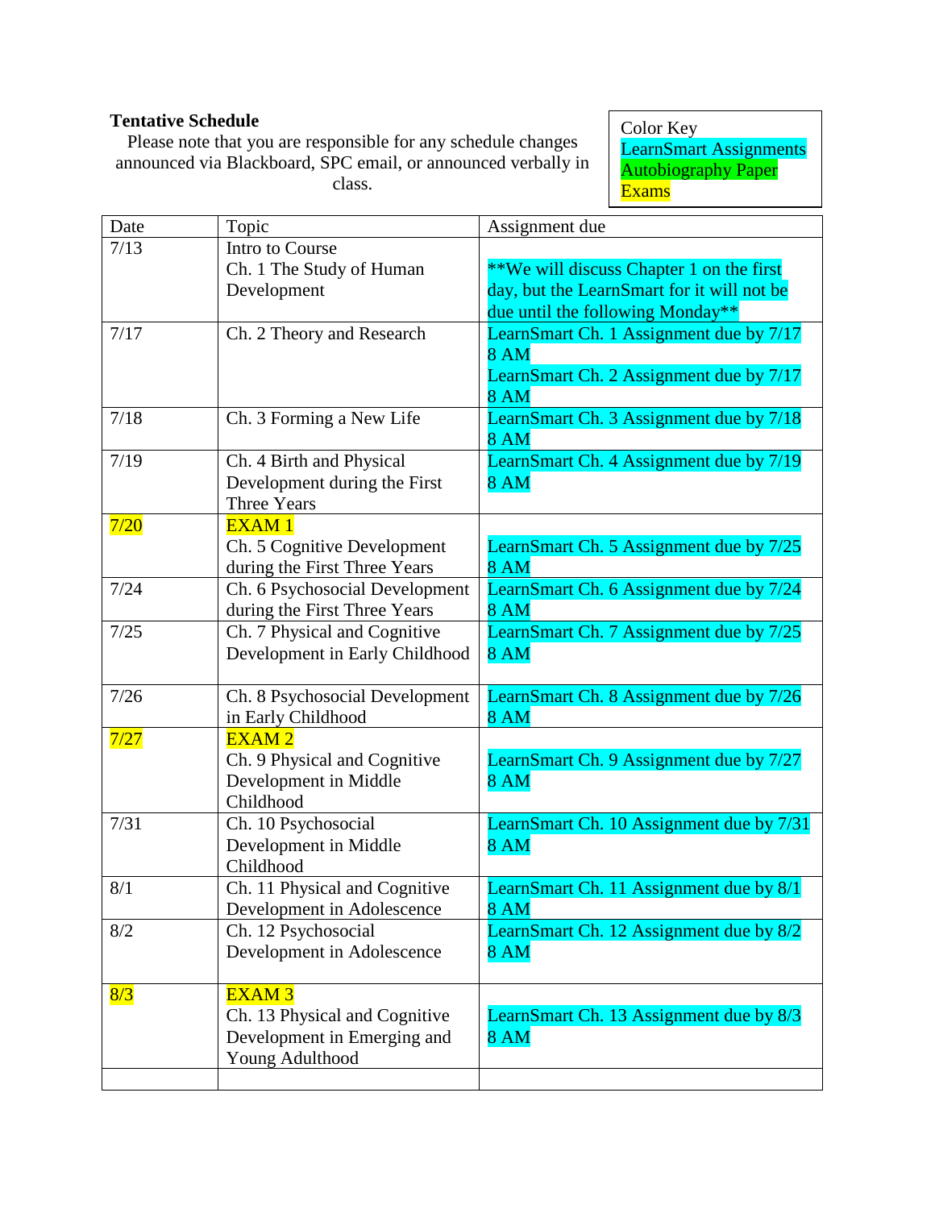**Tentative Schedule**

Please note that you are responsible for any schedule changes announced via Blackboard, SPC email, or announced verbally in class.

Color Key
LearnSmart Assignments
Autobiography Paper
Exams

| Date | Topic | Assignment due |
|---|---|---|
| 7/13 | Intro to Course<br>Ch. 1 The Study of Human Development | **We will discuss Chapter 1 on the first day, but the LearnSmart for it will not be due until the following Monday** |
| 7/17 | Ch. 2 Theory and Research | LearnSmart Ch. 1 Assignment due by 7/17 8 AM<br>LearnSmart Ch. 2 Assignment due by 7/17 8 AM |
| 7/18 | Ch. 3 Forming a New Life | LearnSmart Ch. 3 Assignment due by 7/18 8 AM |
| 7/19 | Ch. 4 Birth and Physical Development during the First Three Years | LearnSmart Ch. 4 Assignment due by 7/19 8 AM |
| 7/20 | EXAM 1<br>Ch. 5 Cognitive Development during the First Three Years | LearnSmart Ch. 5 Assignment due by 7/25 8 AM |
| 7/24 | Ch. 6 Psychosocial Development during the First Three Years | LearnSmart Ch. 6 Assignment due by 7/24 8 AM |
| 7/25 | Ch. 7 Physical and Cognitive Development in Early Childhood | LearnSmart Ch. 7 Assignment due by 7/25 8 AM |
| 7/26 | Ch. 8 Psychosocial Development in Early Childhood | LearnSmart Ch. 8 Assignment due by 7/26 8 AM |
| 7/27 | EXAM 2<br>Ch. 9 Physical and Cognitive Development in Middle Childhood | LearnSmart Ch. 9 Assignment due by 7/27 8 AM |
| 7/31 | Ch. 10 Psychosocial Development in Middle Childhood | LearnSmart Ch. 10 Assignment due by 7/31 8 AM |
| 8/1 | Ch. 11 Physical and Cognitive Development in Adolescence | LearnSmart Ch. 11 Assignment due by 8/1 8 AM |
| 8/2 | Ch. 12 Psychosocial Development in Adolescence | LearnSmart Ch. 12 Assignment due by 8/2 8 AM |
| 8/3 | EXAM 3<br>Ch. 13 Physical and Cognitive Development in Emerging and Young Adulthood | LearnSmart Ch. 13 Assignment due by 8/3 8 AM |
| | | |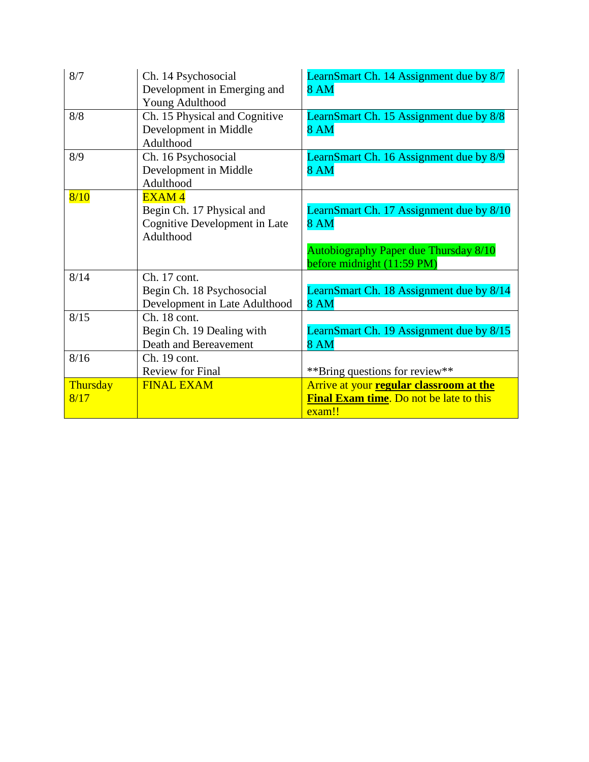| | | |
|---|---|---|
| 8/7 | Ch. 14 Psychosocial Development in Emerging and Young Adulthood | LearnSmart Ch. 14 Assignment due by 8/7 8 AM |
| 8/8 | Ch. 15 Physical and Cognitive Development in Middle Adulthood | LearnSmart Ch. 15 Assignment due by 8/8 8 AM |
| 8/9 | Ch. 16 Psychosocial Development in Middle Adulthood | LearnSmart Ch. 16 Assignment due by 8/9 8 AM |
| 8/10 | EXAM 4<br>Begin Ch. 17 Physical and Cognitive Development in Late Adulthood | LearnSmart Ch. 17 Assignment due by 8/10 8 AM<br><br>Autobiography Paper due Thursday 8/10 before midnight (11:59 PM) |
| 8/14 | Ch. 17 cont.<br>Begin Ch. 18 Psychosocial Development in Late Adulthood | LearnSmart Ch. 18 Assignment due by 8/14 8 AM |
| 8/15 | Ch. 18 cont.<br>Begin Ch. 19 Dealing with Death and Bereavement | LearnSmart Ch. 19 Assignment due by 8/15 8 AM |
| 8/16 | Ch. 19 cont.<br>Review for Final | **Bring questions for review** |
| Thursday 8/17 | FINAL EXAM | Arrive at your **regular classroom at the Final Exam time**. Do not be late to this exam!! |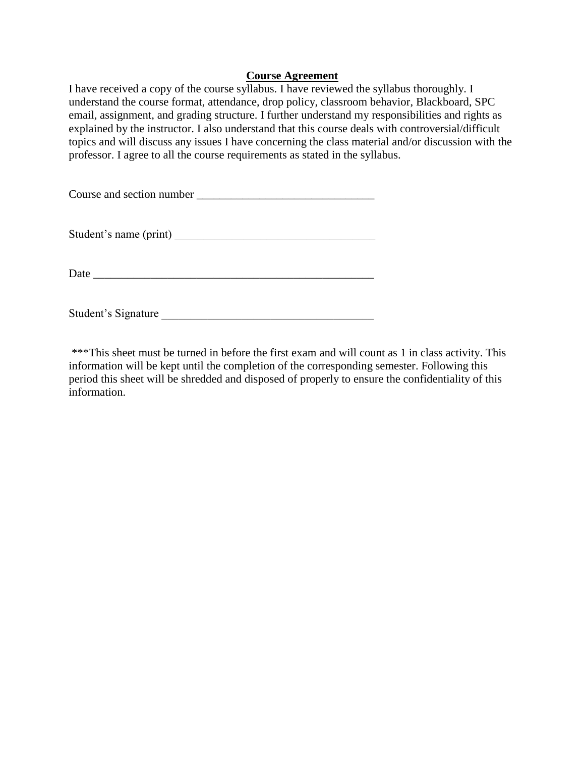## **Course Agreement**

I have received a copy of the course syllabus. I have reviewed the syllabus thoroughly. I understand the course format, attendance, drop policy, classroom behavior, Blackboard, SPC email, assignment, and grading structure. I further understand my responsibilities and rights as explained by the instructor. I also understand that this course deals with controversial/difficult topics and will discuss any issues I have concerning the class material and/or discussion with the professor. I agree to all the course requirements as stated in the syllabus.

Course and section number _______________________________

Student's name (print) ___________________________________

Date __________________________________________________

Student's Signature _____________________________________

***This sheet must be turned in before the first exam and will count as 1 in class activity. This information will be kept until the completion of the corresponding semester. Following this period this sheet will be shredded and disposed of properly to ensure the confidentiality of this information.